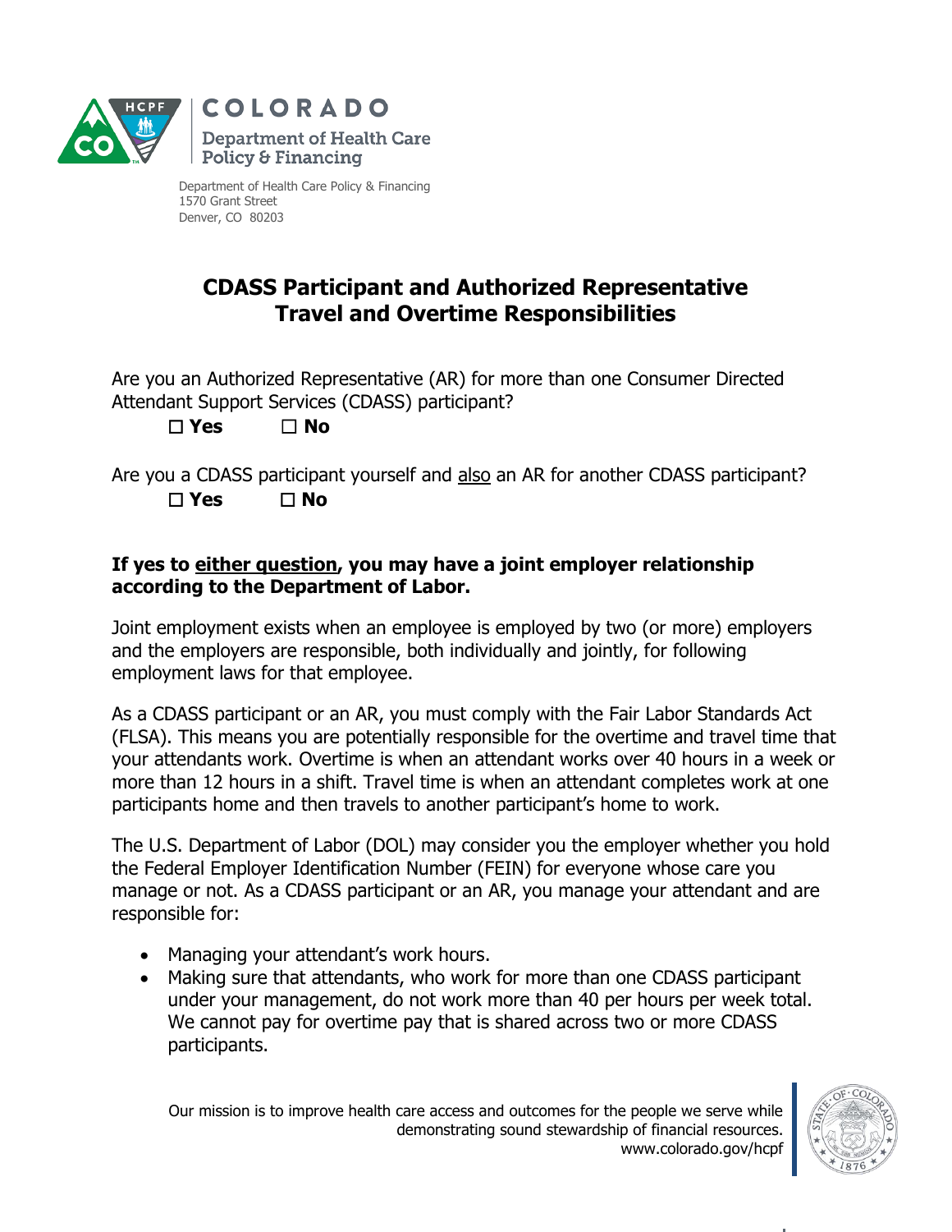COLORADO

Department of Health Care Policy & Financing

Department of Health Care Policy & Financing
1570 Grant Street
Denver, CO 80203

# CDASS Participant and Authorized Representative Travel and Overtime Responsibilities

Are you an Authorized Representative (AR) for more than one Consumer Directed Attendant Support Services (CDASS) participant?

☐ **Yes** ☐ **No**

Are you a CDASS participant yourself and <u>also</u> an AR for another CDASS participant?

☐ **Yes** ☐ **No**

**If yes to <u>either question</u>, you may have a joint employer relationship according to the Department of Labor.**

Joint employment exists when an employee is employed by two (or more) employers and the employers are responsible, both individually and jointly, for following employment laws for that employee.

As a CDASS participant or an AR, you must comply with the Fair Labor Standards Act (FLSA). This means you are potentially responsible for the overtime and travel time that your attendants work. Overtime is when an attendant works over 40 hours in a week or more than 12 hours in a shift. Travel time is when an attendant completes work at one participants home and then travels to another participant's home to work.

The U.S. Department of Labor (DOL) may consider you the employer whether you hold the Federal Employer Identification Number (FEIN) for everyone whose care you manage or not. As a CDASS participant or an AR, you manage your attendant and are responsible for:

- Managing your attendant's work hours.
- Making sure that attendants, who work for more than one CDASS participant under your management, do not work more than 40 per hours per week total. We cannot pay for overtime pay that is shared across two or more CDASS participants.

Our mission is to improve health care access and outcomes for the people we serve while demonstrating sound stewardship of financial resources.
www.colorado.gov/hcpf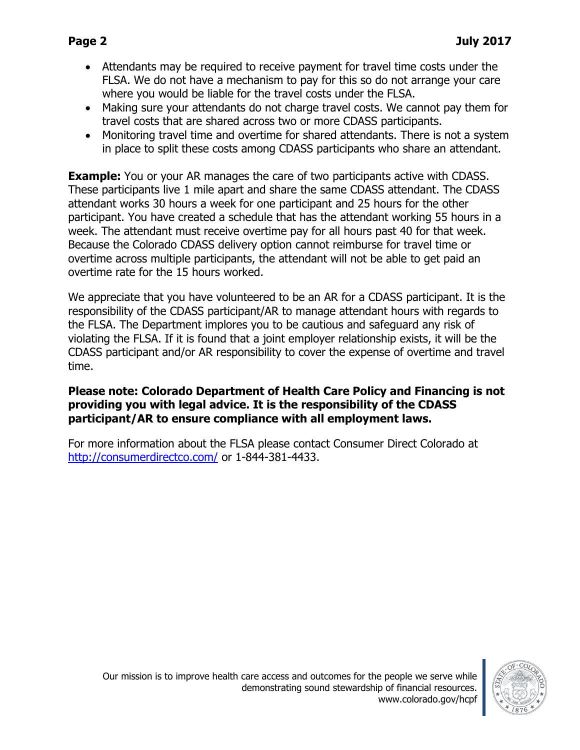- Attendants may be required to receive payment for travel time costs under the FLSA. We do not have a mechanism to pay for this so do not arrange your care where you would be liable for the travel costs under the FLSA.
- Making sure your attendants do not charge travel costs. We cannot pay them for travel costs that are shared across two or more CDASS participants.
- Monitoring travel time and overtime for shared attendants. There is not a system in place to split these costs among CDASS participants who share an attendant.

**Example:** You or your AR manages the care of two participants active with CDASS. These participants live 1 mile apart and share the same CDASS attendant. The CDASS attendant works 30 hours a week for one participant and 25 hours for the other participant. You have created a schedule that has the attendant working 55 hours in a week. The attendant must receive overtime pay for all hours past 40 for that week. Because the Colorado CDASS delivery option cannot reimburse for travel time or overtime across multiple participants, the attendant will not be able to get paid an overtime rate for the 15 hours worked.

We appreciate that you have volunteered to be an AR for a CDASS participant. It is the responsibility of the CDASS participant/AR to manage attendant hours with regards to the FLSA. The Department implores you to be cautious and safeguard any risk of violating the FLSA. If it is found that a joint employer relationship exists, it will be the CDASS participant and/or AR responsibility to cover the expense of overtime and travel time.

**Please note: Colorado Department of Health Care Policy and Financing is not providing you with legal advice. It is the responsibility of the CDASS participant/AR to ensure compliance with all employment laws.**

For more information about the FLSA please contact Consumer Direct Colorado at [http://consumerdirectco.com/](http://consumerdirectco.com/) or 1-844-381-4433.

Our mission is to improve health care access and outcomes for the people we serve while demonstrating sound stewardship of financial resources.
www.colorado.gov/hcpf